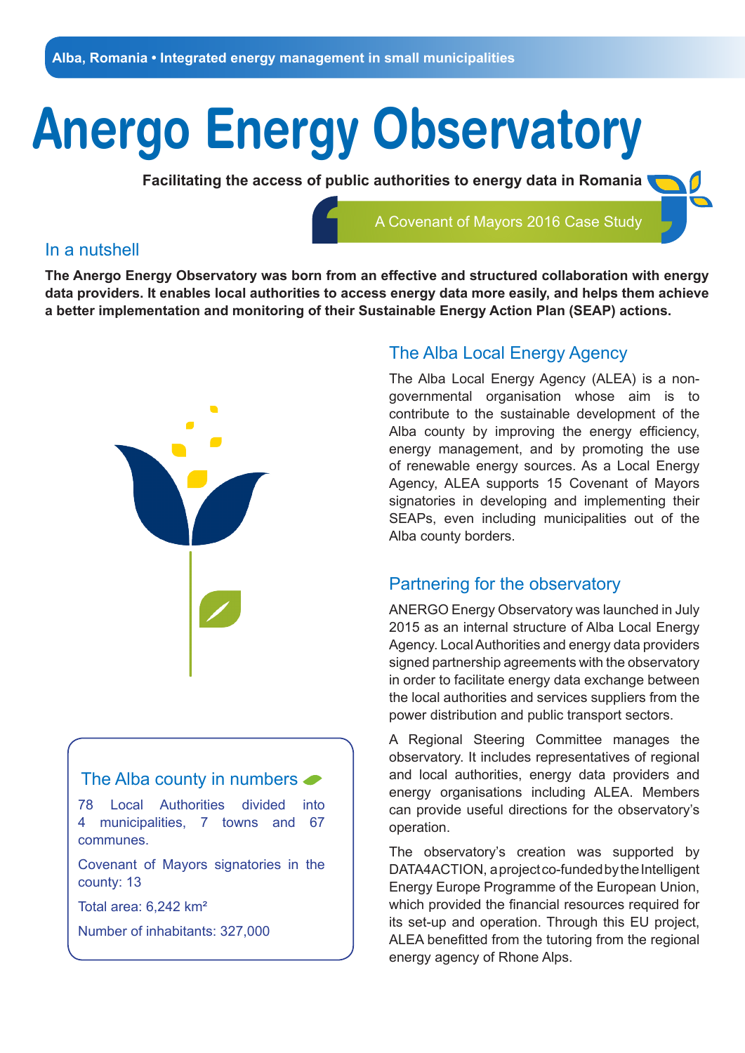Alba, Romania • Integrated energy management in small municipalities

# Anergo Energy Observatory

**Facilitating the access of public authorities to energy data in Romania**

A Covenant of Mayors 2016 Case Study

## In a nutshell

**The Anergo Energy Observatory was born from an effective and structured collaboration with energy data providers. It enables local authorities to access energy data more easily, and helps them achieve a better implementation and monitoring of their Sustainable Energy Action Plan (SEAP) actions.**

### The Alba county in numbers

78 Local Authorities divided into 4 municipalities, 7 towns and 67 communes.

Covenant of Mayors signatories in the county: 13

Total area: 6,242 km²

Number of inhabitants: 327,000

## The Alba Local Energy Agency

The Alba Local Energy Agency (ALEA) is a non-governmental organisation whose aim is to contribute to the sustainable development of the Alba county by improving the energy efficiency, energy management, and by promoting the use of renewable energy sources. As a Local Energy Agency, ALEA supports 15 Covenant of Mayors signatories in developing and implementing their SEAPs, even including municipalities out of the Alba county borders.

## Partnering for the observatory

ANERGO Energy Observatory was launched in July 2015 as an internal structure of Alba Local Energy Agency. Local Authorities and energy data providers signed partnership agreements with the observatory in order to facilitate energy data exchange between the local authorities and services suppliers from the power distribution and public transport sectors.

A Regional Steering Committee manages the observatory. It includes representatives of regional and local authorities, energy data providers and energy organisations including ALEA. Members can provide useful directions for the observatory's operation.

The observatory's creation was supported by DATA4ACTION, a project co-funded by the Intelligent Energy Europe Programme of the European Union, which provided the financial resources required for its set-up and operation. Through this EU project, ALEA benefitted from the tutoring from the regional energy agency of Rhone Alps.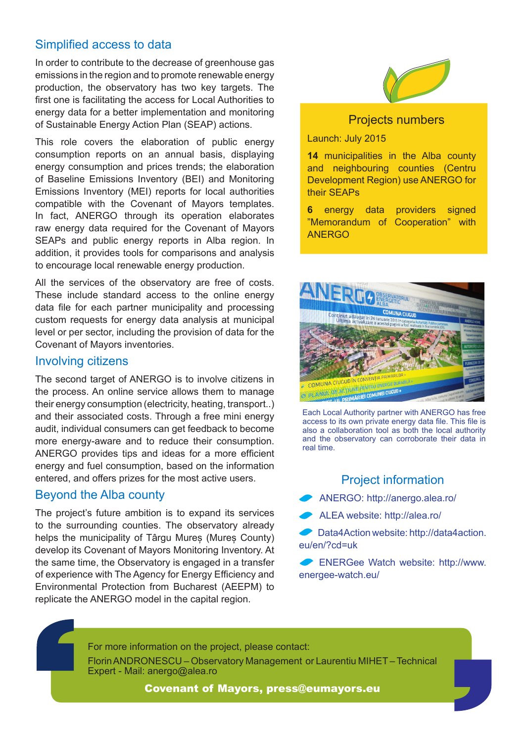## Simplified access to data

In order to contribute to the decrease of greenhouse gas emissions in the region and to promote renewable energy production, the observatory has two key targets. The first one is facilitating the access for Local Authorities to energy data for a better implementation and monitoring of Sustainable Energy Action Plan (SEAP) actions.

This role covers the elaboration of public energy consumption reports on an annual basis, displaying energy consumption and prices trends; the elaboration of Baseline Emissions Inventory (BEI) and Monitoring Emissions Inventory (MEI) reports for local authorities compatible with the Covenant of Mayors templates. In fact, ANERGO through its operation elaborates raw energy data required for the Covenant of Mayors SEAPs and public energy reports in Alba region. In addition, it provides tools for comparisons and analysis to encourage local renewable energy production.

All the services of the observatory are free of costs. These include standard access to the online energy data file for each partner municipality and processing custom requests for energy data analysis at municipal level or per sector, including the provision of data for the Covenant of Mayors inventories.

## Involving citizens

The second target of ANERGO is to involve citizens in the process. An online service allows them to manage their energy consumption (electricity, heating, transport..) and their associated costs. Through a free mini energy audit, individual consumers can get feedback to become more energy-aware and to reduce their consumption. ANERGO provides tips and ideas for a more efficient energy and fuel consumption, based on the information entered, and offers prizes for the most active users.

## Beyond the Alba county

The project's future ambition is to expand its services to the surrounding counties. The observatory already helps the municipality of Târgu Mureș (Mureș County) develop its Covenant of Mayors Monitoring Inventory. At the same time, the Observatory is engaged in a transfer of experience with The Agency for Energy Efficiency and Environmental Protection from Bucharest (AEEPM) to replicate the ANERGO model in the capital region.

### Projects numbers

Launch: July 2015

**14** municipalities in the Alba county and neighbouring counties (Centru Development Region) use ANERGO for their SEAPs

**6** energy data providers signed "Memorandum of Cooperation" with ANERGO

Each Local Authority partner with ANERGO has free access to its own private energy data file. This file is also a collaboration tool as both the local authority and the observatory can corroborate their data in real time.

### Project information

- ANERGO: http://anergo.alea.ro/
- ALEA website: http://alea.ro/
- Data4Action website: http://data4action.eu/en/?cd=uk
- ENERGee Watch website: http://www.energee-watch.eu/

For more information on the project, please contact:
Florin ANDRONESCU – Observatory Management or Laurentiu MIHET – Technical Expert - Mail: anergo@alea.ro

**Covenant of Mayors, press@eumayors.eu**